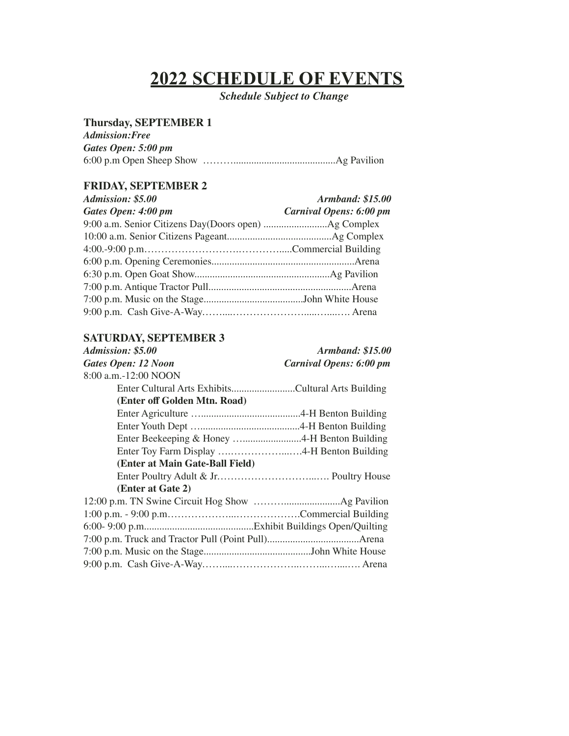# 2022 SCHEDULE OF EVENTS

***Schedule Subject to Change***

**Thursday, SEPTEMBER 1**

***Admission:Free***

***Gates Open: 5:00 pm***

6:00 p.m Open Sheep Show ………........................................Ag Pavilion

**FRIDAY, SEPTEMBER 2**

***Admission: $5.00*** ***Armband: $15.00***

***Gates Open: 4:00 pm*** ***Carnival Opens: 6:00 pm***

9:00 a.m. Senior Citizens Day(Doors open) .........................Ag Complex

10:00 a.m. Senior Citizens Pageant.........................................Ag Complex

4:00.-9:00 p.m……………………….…………....Commercial Building

6:00 p.m. Opening Ceremonies........................................................Arena

6:30 p.m. Open Goat Show.....................................................Ag Pavilion

7:00 p.m. Antique Tractor Pull........................................................Arena

7:00 p.m. Music on the Stage.......................................John White House

9:00 p.m. Cash Give-A-Way……....…………………....…...…. Arena

**SATURDAY, SEPTEMBER 3**

***Admission: $5.00*** ***Armband: $15.00***

***Gates Open: 12 Noon*** ***Carnival Opens: 6:00 pm***

8:00 a.m.-12:00 NOON

Enter Cultural Arts Exhibits.........................Cultural Arts Building

**(Enter off Golden Mtn. Road)**

Enter Agriculture …......................................4-H Benton Building

Enter Youth Dept …......................................4-H Benton Building

Enter Beekeeping & Honey …......................4-H Benton Building

Enter Toy Farm Display ….………………...…4-H Benton Building

**(Enter at Main Gate-Ball Field)**

Enter Poultry Adult & Jr.………………………...…. Poultry House

**(Enter at Gate 2)**

12:00 p.m. TN Swine Circuit Hog Show ……….....................Ag Pavilion

1:00 p.m. - 9:00 p.m………………...……………….Commercial Building

6:00- 9:00 p.m...........................................Exhibit Buildings Open/Quilting

7:00 p.m. Truck and Tractor Pull (Point Pull)....................................Arena

7:00 p.m. Music on the Stage..........................................John White House

9:00 p.m. Cash Give-A-Way……....………………..……...…...…. Arena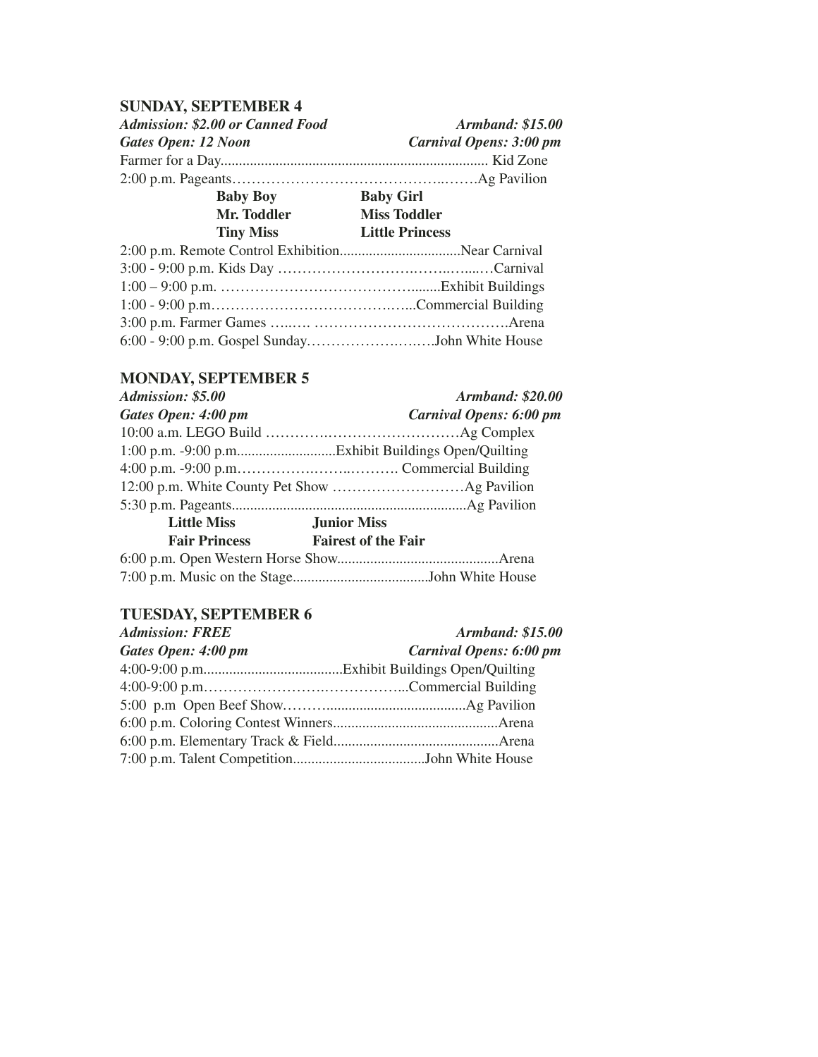### SUNDAY, SEPTEMBER 4

*Admission: $2.00 or Canned Food* — *Armband: $15.00*
*Gates Open: 12 Noon* — *Carnival Opens: 3:00 pm*

Farmer for a Day........................................................................ Kid Zone
2:00 p.m. Pageants……………………………………..…….Ag Pavilion

| | |
|---|---|
| **Baby Boy** | **Baby Girl** |
| **Mr. Toddler** | **Miss Toddler** |
| **Tiny Miss** | **Little Princess** |

2:00 p.m. Remote Control Exhibition.................................Near Carnival
3:00 - 9:00 p.m. Kids Day ……………………….……..…....…Carnival
1:00 – 9:00 p.m. ………………………………….......Exhibit Buildings
1:00 - 9:00 p.m…………………………….……...Commercial Building
3:00 p.m. Farmer Games …..…. ………………………………….Arena
6:00 - 9:00 p.m. Gospel Sunday…………………….….….John White House

### MONDAY, SEPTEMBER 5

*Admission: $5.00* — *Armband: $20.00*
*Gates Open: 4:00 pm* — *Carnival Opens: 6:00 pm*

10:00 a.m. LEGO Build ……….………………………Ag Complex
1:00 p.m. -9:00 p.m...........................Exhibit Buildings Open/Quilting
4:00 p.m. -9:00 p.m………………..……..………. Commercial Building
12:00 p.m. White County Pet Show ………………………Ag Pavilion
5:30 p.m. Pageants................................................................Ag Pavilion

| | |
|---|---|
| **Little Miss** | **Junior Miss** |
| **Fair Princess** | **Fairest of the Fair** |

6:00 p.m. Open Western Horse Show............................................Arena
7:00 p.m. Music on the Stage.....................................John White House

### TUESDAY, SEPTEMBER 6

*Admission: FREE* — *Armband: $15.00*
*Gates Open: 4:00 pm* — *Carnival Opens: 6:00 pm*

4:00-9:00 p.m......................................Exhibit Buildings Open/Quilting
4:00-9:00 p.m……………………….……………...Commercial Building
5:00 p.m Open Beef Show………......................................Ag Pavilion
6:00 p.m. Coloring Contest Winners.............................................Arena
6:00 p.m. Elementary Track & Field.............................................Arena
7:00 p.m. Talent Competition....................................John White House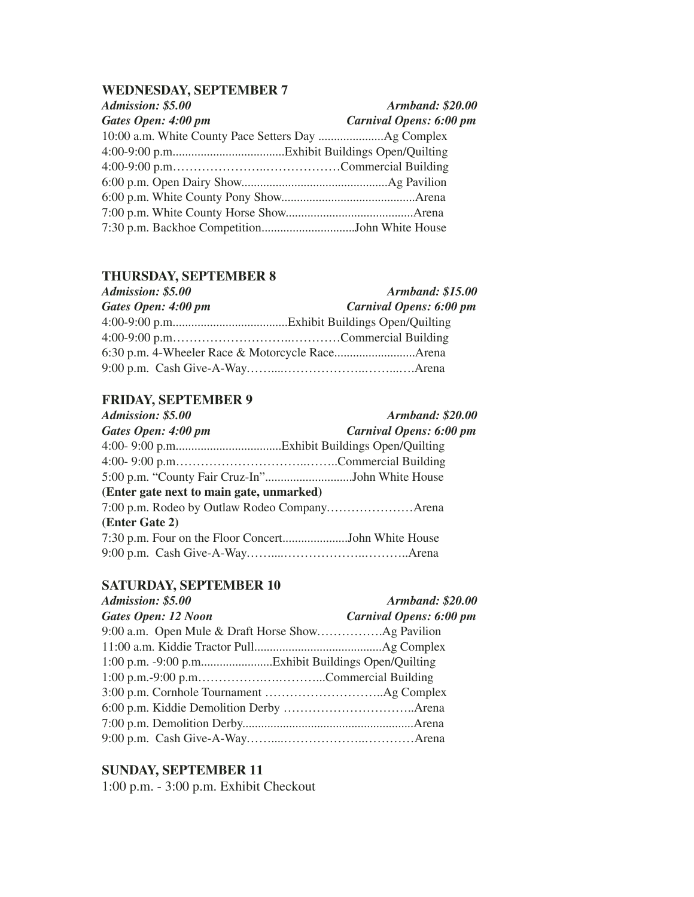## WEDNESDAY, SEPTEMBER 7

***Admission: $5.00*** ***Armband: $20.00***
***Gates Open: 4:00 pm*** ***Carnival Opens: 6:00 pm***

10:00 a.m. White County Pace Setters Day .....................Ag Complex
4:00-9:00 p.m....................................Exhibit Buildings Open/Quilting
4:00-9:00 p.m……………………………………Commercial Building
6:00 p.m. Open Dairy Show...............................................Ag Pavilion
6:00 p.m. White County Pony Show..........................................Arena
7:00 p.m. White County Horse Show.........................................Arena
7:30 p.m. Backhoe Competition.............................John White House

## THURSDAY, SEPTEMBER 8

***Admission: $5.00*** ***Armband: $15.00***
***Gates Open: 4:00 pm*** ***Carnival Opens: 6:00 pm***

4:00-9:00 p.m....................................Exhibit Buildings Open/Quilting
4:00-9:00 p.m…………………………………Commercial Building
6:30 p.m. 4-Wheeler Race & Motorcycle Race..........................Arena
9:00 p.m. Cash Give-A-Way……...………………..……..….Arena

## FRIDAY, SEPTEMBER 9

***Admission: $5.00*** ***Armband: $20.00***
***Gates Open: 4:00 pm*** ***Carnival Opens: 6:00 pm***

4:00- 9:00 p.m..................................Exhibit Buildings Open/Quilting
4:00- 9:00 p.m…………………………..……..Commercial Building
5:00 p.m. "County Fair Cruz-In"............................John White House
**(Enter gate next to main gate, unmarked)**
7:00 p.m. Rodeo by Outlaw Rodeo Company…………………Arena
**(Enter Gate 2)**
7:30 p.m. Four on the Floor Concert.....................John White House
9:00 p.m. Cash Give-A-Way……...………………..………..Arena

## SATURDAY, SEPTEMBER 10

***Admission: $5.00*** ***Armband: $20.00***
***Gates Open: 12 Noon*** ***Carnival Opens: 6:00 pm***

9:00 a.m. Open Mule & Draft Horse Show…………….Ag Pavilion
11:00 a.m. Kiddie Tractor Pull.........................................Ag Complex
1:00 p.m. -9:00 p.m.......................Exhibit Buildings Open/Quilting
1:00 p.m.-9:00 p.m……………….….………...Commercial Building
3:00 p.m. Cornhole Tournament ………………………...Ag Complex
6:00 p.m. Kiddie Demolition Derby …………………………..Arena
7:00 p.m. Demolition Derby......................................................Arena
9:00 p.m. Cash Give-A-Way……...………………..…………Arena

## SUNDAY, SEPTEMBER 11

1:00 p.m. - 3:00 p.m. Exhibit Checkout